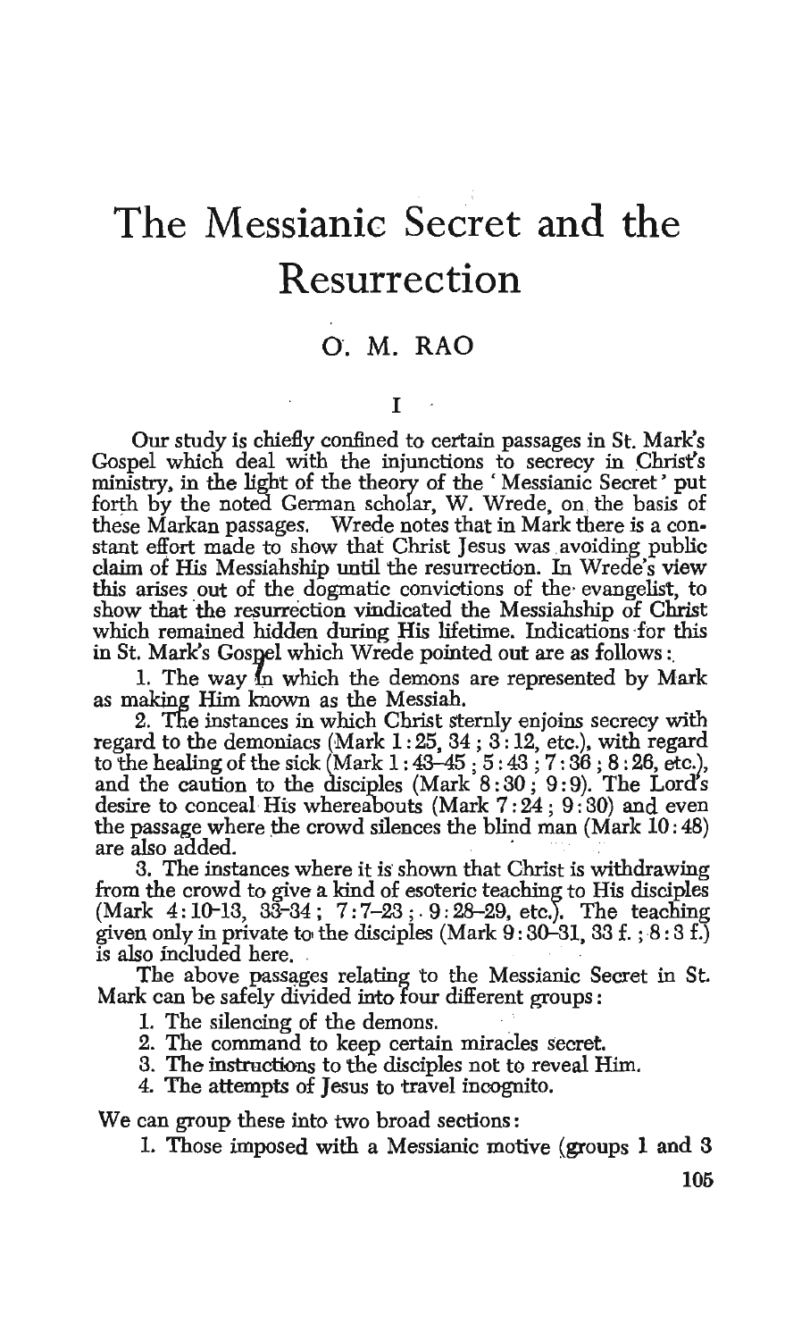# The Messianic Secret and the Resurrection

## O. M. RAO

### I

Our study is chiefly confined to certain passages in St. Mark's Gospel which deal with the injunctions to secrecy in Christ's ministry, in the light of the theory of the 'Messianic Secret' put forth by the noted German scholar, W. Wrede, on the basis of these Markan passages. Wrede notes that in Mark there is a constant effort made to show that Christ Jesus was avoiding public claim of His Messiahship until the resurrection. In Wrede's view this arises out of the dogmatic convictions of the evangelist, to show that the resurrection vindicated the Messiahship of Christ which remained hidden during His lifetime. Indications for this in St. Mark's Gospel which Wrede pointed out are as follows:

1. The way in which the demons are represented by Mark as making Him known as the Messiah.
2. The instances in which Christ sternly enjoins secrecy with regard to the demoniacs (Mark 1:25, 34; 3:12, etc.), with regard to the healing of the sick (Mark 1:43–45; 5:43; 7:36; 8:26, etc.), and the caution to the disciples (Mark 8:30; 9:9). The Lord's desire to conceal His whereabouts (Mark 7:24; 9:30) and even the passage where the crowd silences the blind man (Mark 10:48) are also added.
3. The instances where it is shown that Christ is withdrawing from the crowd to give a kind of esoteric teaching to His disciples (Mark 4:10–13, 33–34; 7:7–23; 9:28–29, etc.). The teaching given only in private to the disciples (Mark 9:30–31, 33 f.; 8:3 f.) is also included here.

The above passages relating to the Messianic Secret in St. Mark can be safely divided into four different groups:

1. The silencing of the demons.
2. The command to keep certain miracles secret.
3. The instructions to the disciples not to reveal Him.
4. The attempts of Jesus to travel incognito.

We can group these into two broad sections:

1. Those imposed with a Messianic motive (groups 1 and 3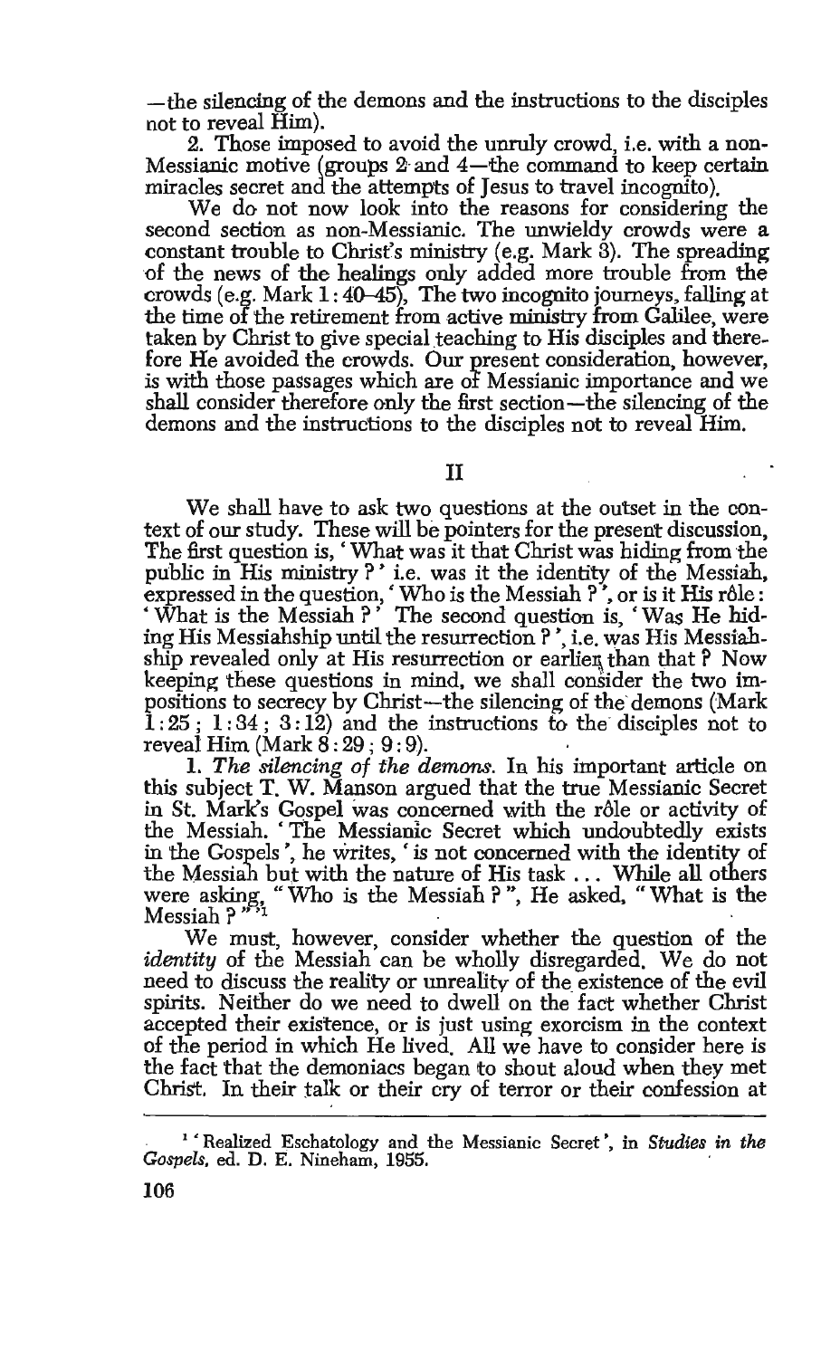—the silencing of the demons and the instructions to the disciples not to reveal Him).

2. Those imposed to avoid the unruly crowd, i.e. with a non-Messianic motive (groups 2 and 4—the command to keep certain miracles secret and the attempts of Jesus to travel incognito).

We do not now look into the reasons for considering the second section as non-Messianic. The unwieldy crowds were a constant trouble to Christ's ministry (e.g. Mark 3). The spreading of the news of the healings only added more trouble from the crowds (e.g. Mark 1 : 40–45). The two incognito journeys, falling at the time of the retirement from active ministry from Galilee, were taken by Christ to give special teaching to His disciples and therefore He avoided the crowds. Our present consideration, however, is with those passages which are of Messianic importance and we shall consider therefore only the first section—the silencing of the demons and the instructions to the disciples not to reveal Him.

## II

We shall have to ask two questions at the outset in the context of our study. These will be pointers for the present discussion. The first question is, 'What was it that Christ was hiding from the public in His ministry ?' i.e. was it the identity of the Messiah, expressed in the question, 'Who is the Messiah ?', or is it His rôle : 'What is the Messiah ?' The second question is, 'Was He hiding His Messiahship until the resurrection ?', i.e. was His Messiahship revealed only at His resurrection or earlier than that ? Now keeping these questions in mind, we shall consider the two impositions to secrecy by Christ—the silencing of the demons (Mark 1 : 25 ; 1 : 34 ; 3 : 12) and the instructions to the disciples not to reveal Him (Mark 8 : 29 ; 9 : 9).

1. *The silencing of the demons.* In his important article on this subject T. W. Manson argued that the true Messianic Secret in St. Mark's Gospel was concerned with the rôle or activity of the Messiah. 'The Messianic Secret which undoubtedly exists in the Gospels', he writes, 'is not concerned with the identity of the Messiah but with the nature of His task ... While all others were asking, "Who is the Messiah ?", He asked, "What is the Messiah ?"'[1]

We must, however, consider whether the question of the *identity* of the Messiah can be wholly disregarded. We do not need to discuss the reality or unreality of the existence of the evil spirits. Neither do we need to dwell on the fact whether Christ accepted their existence, or is just using exorcism in the context of the period in which He lived. All we have to consider here is the fact that the demoniacs began to shout aloud when they met Christ. In their talk or their cry of terror or their confession at

[1] 'Realized Eschatology and the Messianic Secret', in *Studies in the Gospels*, ed. D. E. Nineham, 1955.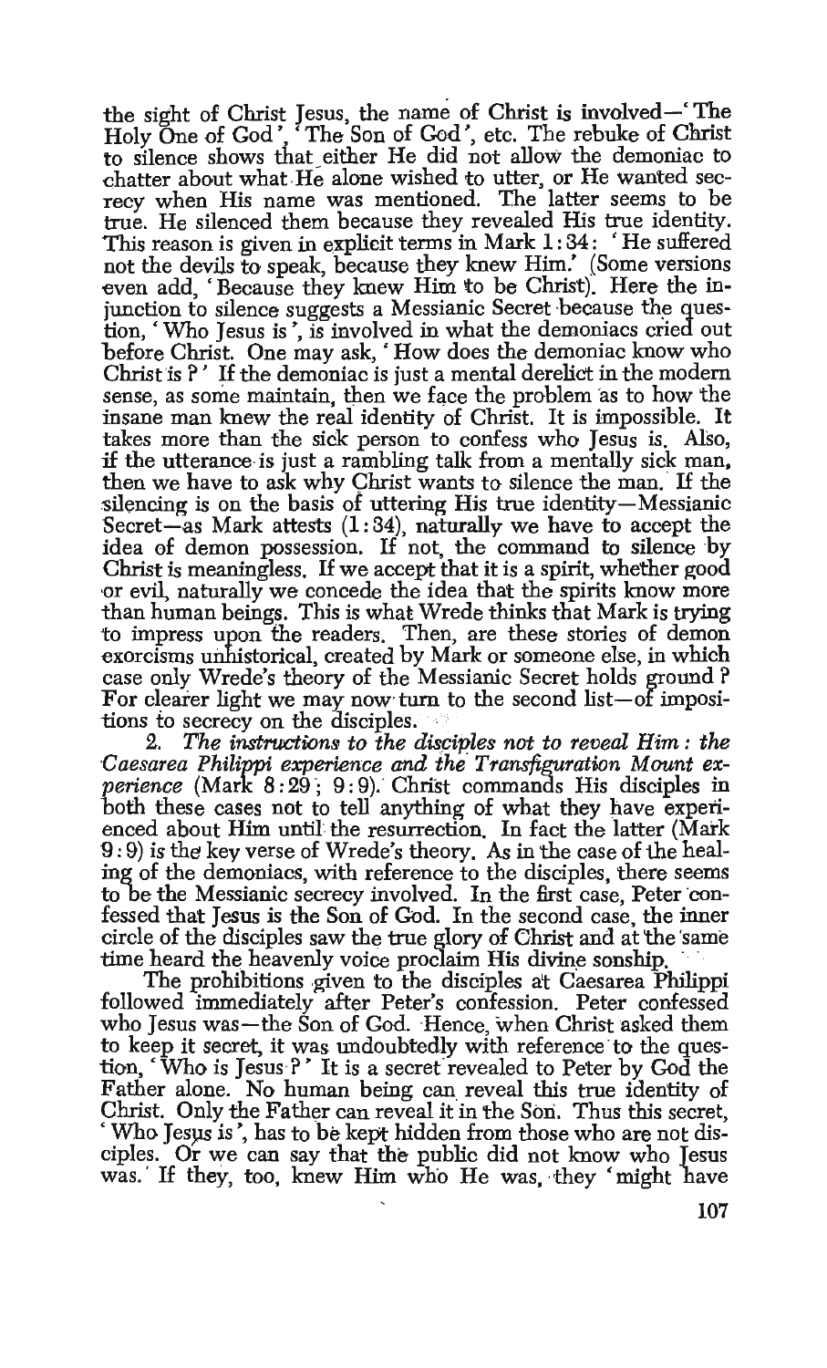the sight of Christ Jesus, the name of Christ is involved—'The Holy One of God', 'The Son of God', etc. The rebuke of Christ to silence shows that either He did not allow the demoniac to chatter about what He alone wished to utter, or He wanted secrecy when His name was mentioned. The latter seems to be true. He silenced them because they revealed His true identity. This reason is given in explicit terms in Mark 1:34: 'He suffered not the devils to speak, because they knew Him.' (Some versions even add, 'Because they knew Him to be Christ). Here the injunction to silence suggests a Messianic Secret because the question, 'Who Jesus is', is involved in what the demoniacs cried out before Christ. One may ask, 'How does the demoniac know who Christ is?' If the demoniac is just a mental derelict in the modern sense, as some maintain, then we face the problem as to how the insane man knew the real identity of Christ. It is impossible. It takes more than the sick person to confess who Jesus is. Also, if the utterance is just a rambling talk from a mentally sick man, then we have to ask why Christ wants to silence the man. If the silencing is on the basis of uttering His true identity—Messianic Secret—as Mark attests (1:34), naturally we have to accept the idea of demon possession. If not, the command to silence by Christ is meaningless. If we accept that it is a spirit, whether good or evil, naturally we concede the idea that the spirits know more than human beings. This is what Wrede thinks that Mark is trying to impress upon the readers. Then, are these stories of demon exorcisms unhistorical, created by Mark or someone else, in which case only Wrede's theory of the Messianic Secret holds ground? For clearer light we may now turn to the second list—of impositions to secrecy on the disciples.

2. *The instructions to the disciples not to reveal Him: the Caesarea Philippi experience and the Transfiguration Mount experience* (Mark 8:29; 9:9). Christ commands His disciples in both these cases not to tell anything of what they have experienced about Him until the resurrection. In fact the latter (Mark 9:9) is the key verse of Wrede's theory. As in the case of the healing of the demoniacs, with reference to the disciples, there seems to be the Messianic secrecy involved. In the first case, Peter confessed that Jesus is the Son of God. In the second case, the inner circle of the disciples saw the true glory of Christ and at the same time heard the heavenly voice proclaim His divine sonship.

The prohibitions given to the disciples at Caesarea Philippi followed immediately after Peter's confession. Peter confessed who Jesus was—the Son of God. Hence, when Christ asked them to keep it secret, it was undoubtedly with reference to the question, 'Who is Jesus?' It is a secret revealed to Peter by God the Father alone. No human being can reveal this true identity of Christ. Only the Father can reveal it in the Son. Thus this secret, 'Who Jesus is', has to be kept hidden from those who are not disciples. Or we can say that the public did not know who Jesus was. If they, too, knew Him who He was, they 'might have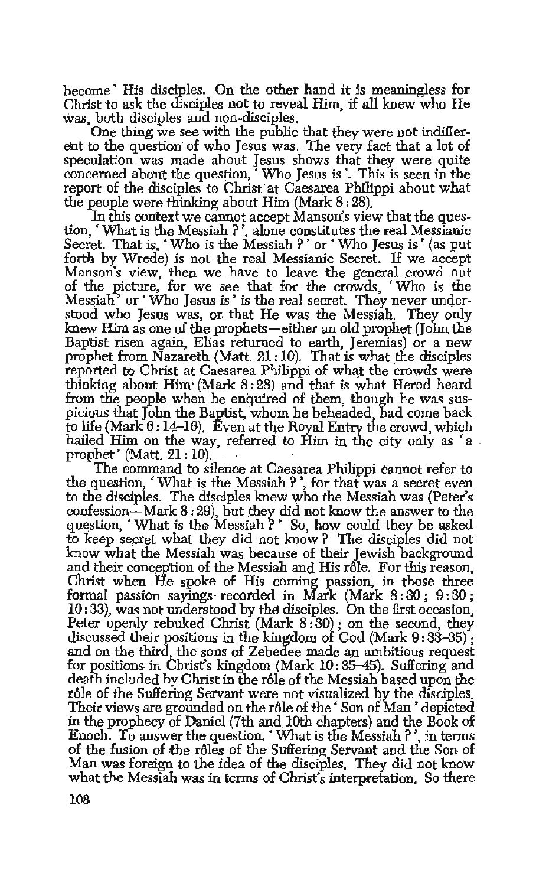become' His disciples. On the other hand it is meaningless for Christ to ask the disciples not to reveal Him, if all knew who He was, both disciples and non-disciples.

One thing we see with the public that they were not indifferent to the question of who Jesus was. The very fact that a lot of speculation was made about Jesus shows that they were quite concerned about the question, 'Who Jesus is'. This is seen in the report of the disciples to Christ at Caesarea Philippi about what the people were thinking about Him (Mark 8 : 28).

In this context we cannot accept Manson's view that the question, 'What is the Messiah ?', alone constitutes the real Messianic Secret. That is, 'Who is the Messiah ?' or 'Who Jesus is' (as put forth by Wrede) is not the real Messianic Secret. If we accept Manson's view, then we have to leave the general crowd out of the picture, for we see that for the crowds, 'Who is the Messiah' or 'Who Jesus is' is the real secret. They never understood who Jesus was, or that He was the Messiah. They only knew Him as one of the prophets—either an old prophet (John the Baptist risen again, Elias returned to earth, Jeremias) or a new prophet from Nazareth (Matt. 21 : 10). That is what the disciples reported to Christ at Caesarea Philippi of what the crowds were thinking about Him (Mark 8 : 28) and that is what Herod heard from the people when he enquired of them, though he was suspicious that John the Baptist, whom he beheaded, had come back to life (Mark 6 : 14–16). Even at the Royal Entry the crowd, which hailed Him on the way, referred to Him in the city only as 'a prophet' (Matt. 21 : 10).

The command to silence at Caesarea Philippi cannot refer to the question, 'What is the Messiah ?', for that was a secret even to the disciples. The disciples knew who the Messiah was (Peter's confession—Mark 8 : 29), but they did not know the answer to the question, 'What is the Messiah ?' So, how could they be asked to keep secret what they did not know ? The disciples did not know what the Messiah was because of their Jewish background and their conception of the Messiah and His rôle. For this reason, Christ when He spoke of His coming passion, in those three formal passion sayings recorded in Mark (Mark 8 : 30 ; 9 : 30 ; 10 : 33), was not understood by the disciples. On the first occasion, Peter openly rebuked Christ (Mark 8 : 30) ; on the second, they discussed their positions in the kingdom of God (Mark 9 : 33–35) ; and on the third, the sons of Zebedee made an ambitious request for positions in Christ's kingdom (Mark 10 : 35–45). Suffering and death included by Christ in the rôle of the Messiah based upon the rôle of the Suffering Servant were not visualized by the disciples. Their views are grounded on the rôle of the 'Son of Man' depicted in the prophecy of Daniel (7th and 10th chapters) and the Book of Enoch. To answer the question, 'What is the Messiah ?', in terms of the fusion of the rôles of the Suffering Servant and the Son of Man was foreign to the idea of the disciples. They did not know what the Messiah was in terms of Christ's interpretation. So there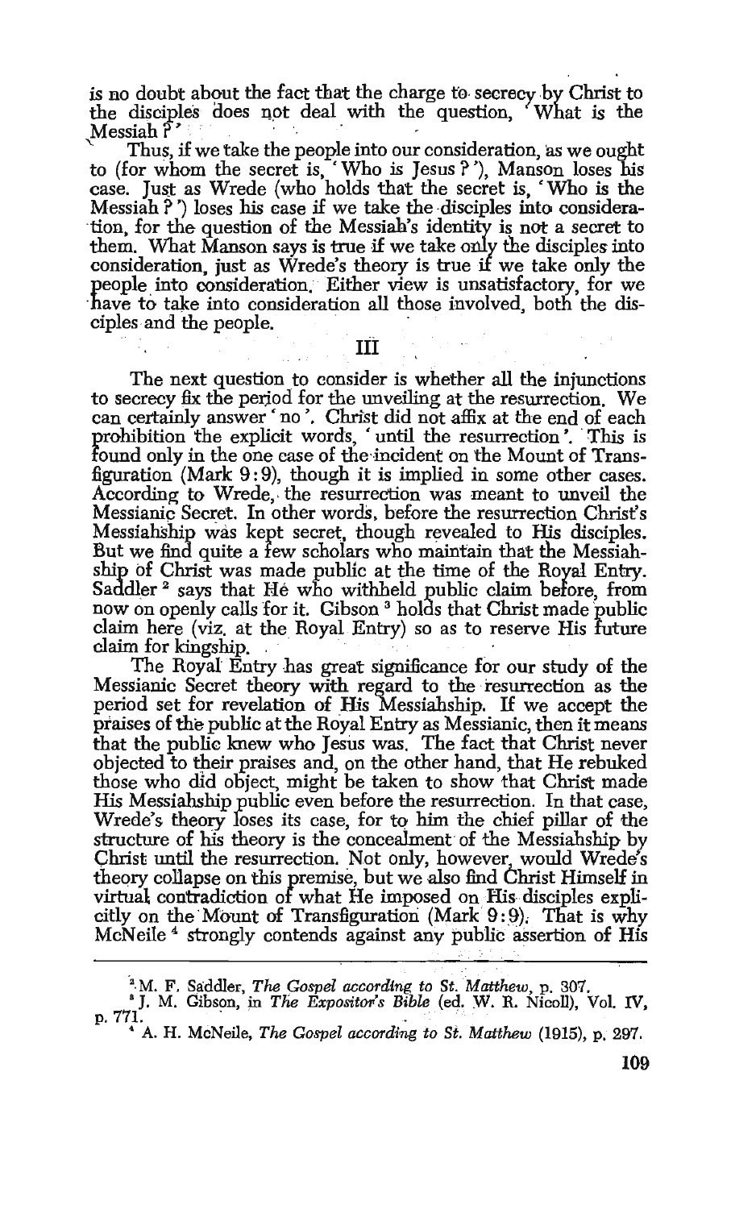is no doubt about the fact that the charge to secrecy by Christ to the disciples does not deal with the question, 'What is the Messiah?'

Thus, if we take the people into our consideration, as we ought to (for whom the secret is, 'Who is Jesus?'), Manson loses his case. Just as Wrede (who holds that the secret is, 'Who is the Messiah?') loses his case if we take the disciples into consideration, for the question of the Messiah's identity is not a secret to them. What Manson says is true if we take only the disciples into consideration, just as Wrede's theory is true if we take only the people into consideration. Either view is unsatisfactory, for we have to take into consideration all those involved, both the disciples and the people.

## III

The next question to consider is whether all the injunctions to secrecy fix the period for the unveiling at the resurrection. We can certainly answer 'no'. Christ did not affix at the end of each prohibition the explicit words, 'until the resurrection'. This is found only in the one case of the incident on the Mount of Transfiguration (Mark 9:9), though it is implied in some other cases. According to Wrede, the resurrection was meant to unveil the Messianic Secret. In other words, before the resurrection Christ's Messiahship was kept secret, though revealed to His disciples. But we find quite a few scholars who maintain that the Messiahship of Christ was made public at the time of the Royal Entry. Saddler [2] says that He who withheld public claim before, from now on openly calls for it. Gibson [3] holds that Christ made public claim here (viz. at the Royal Entry) so as to reserve His future claim for kingship.

The Royal Entry has great significance for our study of the Messianic Secret theory with regard to the resurrection as the period set for revelation of His Messiahship. If we accept the praises of the public at the Royal Entry as Messianic, then it means that the public knew who Jesus was. The fact that Christ never objected to their praises and, on the other hand, that He rebuked those who did object, might be taken to show that Christ made His Messiahship public even before the resurrection. In that case, Wrede's theory loses its case, for to him the chief pillar of the structure of his theory is the concealment of the Messiahship by Christ until the resurrection. Not only, however, would Wrede's theory collapse on this premise, but we also find Christ Himself in virtual contradiction of what He imposed on His disciples explicitly on the Mount of Transfiguration (Mark 9:9). That is why McNeile [4] strongly contends against any public assertion of His

---

[2] M. F. Saddler, *The Gospel according to St. Matthew*, p. 307.

[3] J. M. Gibson, in *The Expositor's Bible* (ed. W. R. Nicoll), Vol. IV, p. 771.

[4] A. H. McNeile, *The Gospel according to St. Matthew* (1915), p. 297.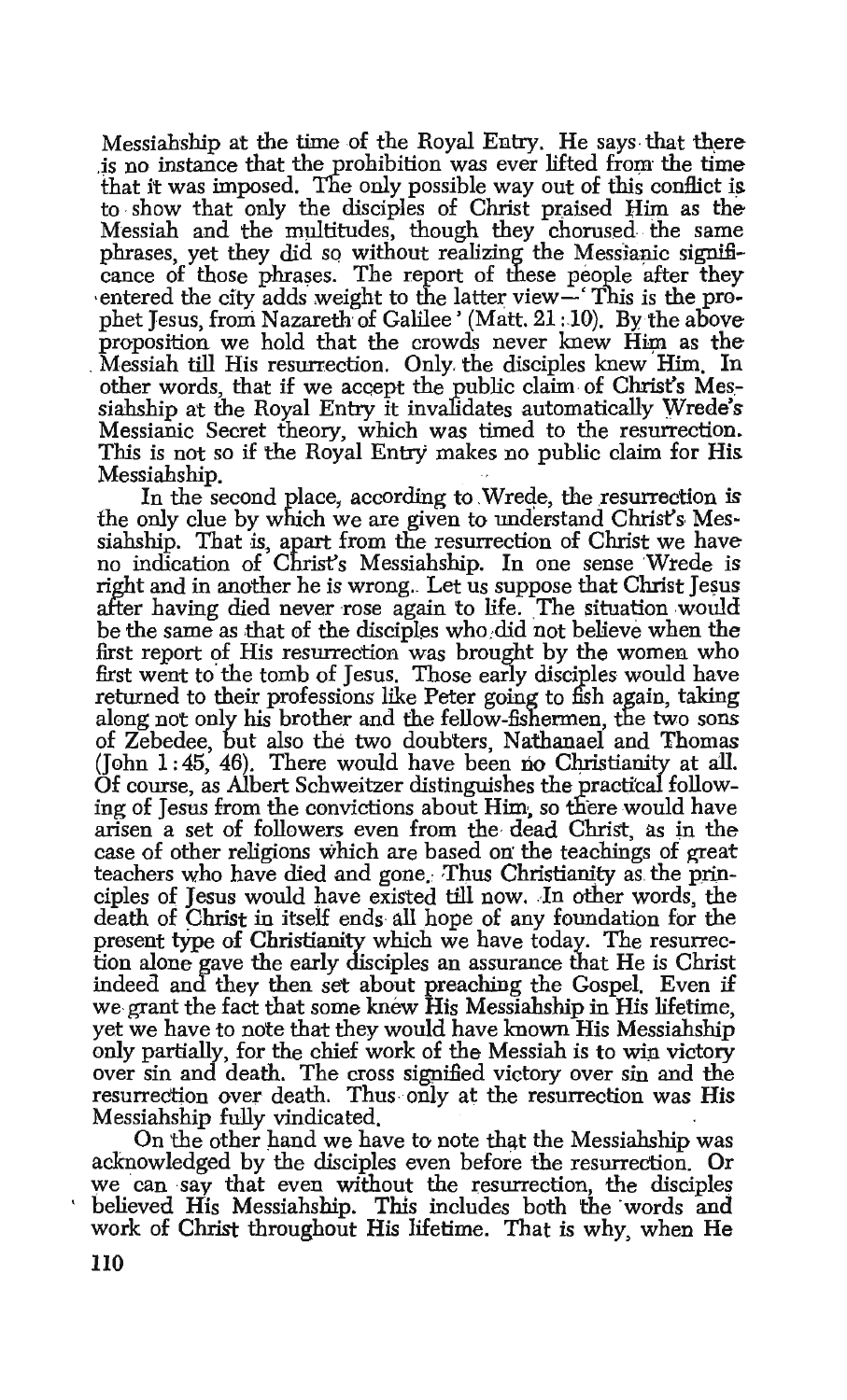Messiahship at the time of the Royal Entry. He says that there is no instance that the prohibition was ever lifted from the time that it was imposed. The only possible way out of this conflict is to show that only the disciples of Christ praised Him as the Messiah and the multitudes, though they chorused the same phrases, yet they did so without realizing the Messianic significance of those phrases. The report of these people after they entered the city adds weight to the latter view—'This is the prophet Jesus, from Nazareth of Galilee' (Matt. 21:10). By the above proposition we hold that the crowds never knew Him as the Messiah till His resurrection. Only the disciples knew Him. In other words, that if we accept the public claim of Christ's Messiahship at the Royal Entry it invalidates automatically Wrede's Messianic Secret theory, which was timed to the resurrection. This is not so if the Royal Entry makes no public claim for His Messiahship.

In the second place, according to Wrede, the resurrection is the only clue by which we are given to understand Christ's Messiahship. That is, apart from the resurrection of Christ we have no indication of Christ's Messiahship. In one sense Wrede is right and in another he is wrong. Let us suppose that Christ Jesus after having died never rose again to life. The situation would be the same as that of the disciples who did not believe when the first report of His resurrection was brought by the women who first went to the tomb of Jesus. Those early disciples would have returned to their professions like Peter going to fish again, taking along not only his brother and the fellow-fishermen, the two sons of Zebedee, but also the two doubters, Nathanael and Thomas (John 1:45, 46). There would have been no Christianity at all. Of course, as Albert Schweitzer distinguishes the practical following of Jesus from the convictions about Him, so there would have arisen a set of followers even from the dead Christ, as in the case of other religions which are based on the teachings of great teachers who have died and gone. Thus Christianity as the principles of Jesus would have existed till now. In other words, the death of Christ in itself ends all hope of any foundation for the present type of Christianity which we have today. The resurrection alone gave the early disciples an assurance that He is Christ indeed and they then set about preaching the Gospel. Even if we grant the fact that some knew His Messiahship in His lifetime, yet we have to note that they would have known His Messiahship only partially, for the chief work of the Messiah is to win victory over sin and death. The cross signified victory over sin and the resurrection over death. Thus only at the resurrection was His Messiahship fully vindicated.

On the other hand we have to note that the Messiahship was acknowledged by the disciples even before the resurrection. Or we can say that even without the resurrection, the disciples believed His Messiahship. This includes both the words and work of Christ throughout His lifetime. That is why, when He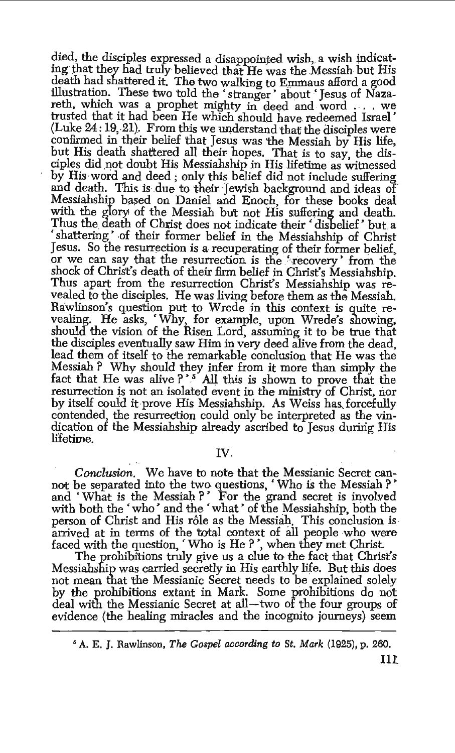died, the disciples expressed a disappointed wish, a wish indicating that they had truly believed that He was the Messiah but His death had shattered it. The two walking to Emmaus afford a good illustration. These two told the 'stranger' about 'Jesus of Nazareth, which was a prophet mighty in deed and word . . . we trusted that it had been He which should have redeemed Israel' (Luke 24 : 19, 21). From this we understand that the disciples were confirmed in their belief that Jesus was the Messiah by His life, but His death shattered all their hopes. That is to say, the disciples did not doubt His Messiahship in His lifetime as witnessed by His word and deed ; only this belief did not include suffering and death. This is due to their Jewish background and ideas of Messiahship based on Daniel and Enoch, for these books deal with the glory of the Messiah but not His suffering and death. Thus the death of Christ does not indicate their 'disbelief' but a 'shattering' of their former belief in the Messiahship of Christ Jesus. So the resurrection is a recuperating of their former belief, or we can say that the resurrection is the 'recovery' from the shock of Christ's death of their firm belief in Christ's Messiahship. Thus apart from the resurrection Christ's Messiahship was revealed to the disciples. He was living before them as the Messiah. Rawlinson's question put to Wrede in this context is quite revealing. He asks, 'Why, for example, upon Wrede's showing, should the vision of the Risen Lord, assuming it to be true that the disciples eventually saw Him in very deed alive from the dead, lead them of itself to the remarkable conclusion that He was the Messiah ? Why should they infer from it more than simply the fact that He was alive ?'[5] All this is shown to prove that the resurrection is not an isolated event in the ministry of Christ, nor by itself could it prove His Messiahship. As Weiss has forcefully contended, the resurrection could only be interpreted as the vindication of the Messiahship already ascribed to Jesus during His lifetime.

## IV.

*Conclusion.* We have to note that the Messianic Secret cannot be separated into the two questions, 'Who is the Messiah ?' and 'What is the Messiah ?' For the grand secret is involved with both the 'who' and the 'what' of the Messiahship, both the person of Christ and His rôle as the Messiah. This conclusion is arrived at in terms of the total context of all people who were faced with the question, 'Who is He ?', when they met Christ.

The prohibitions truly give us a clue to the fact that Christ's Messiahship was carried secretly in His earthly life. But this does not mean that the Messianic Secret needs to be explained solely by the prohibitions extant in Mark. Some prohibitions do not deal with the Messianic Secret at all—two of the four groups of evidence (the healing miracles and the incognito journeys) seem

---

[5] A. E. J. Rawlinson, *The Gospel according to St. Mark* (1925), p. 260.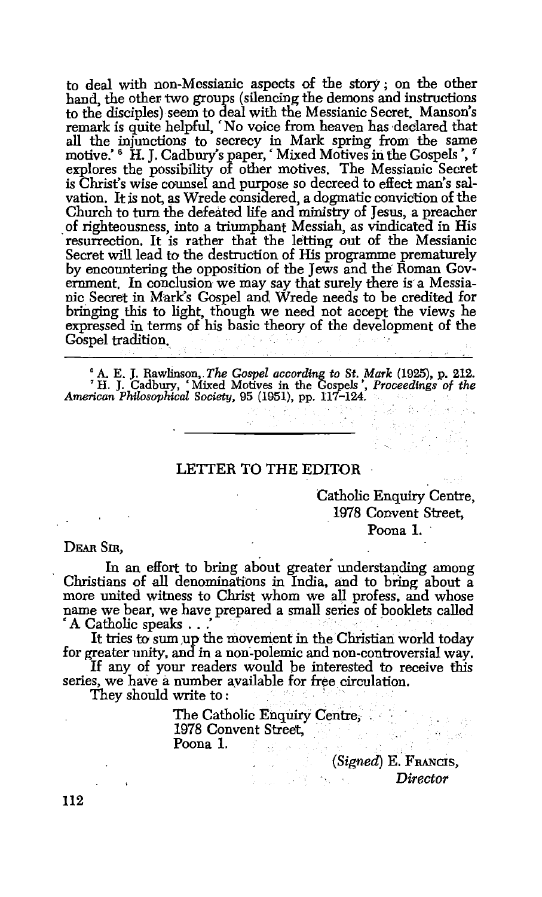to deal with non-Messianic aspects of the story; on the other hand, the other two groups (silencing the demons and instructions to the disciples) seem to deal with the Messianic Secret. Manson's remark is quite helpful, 'No voice from heaven has declared that all the injunctions to secrecy in Mark spring from the same motive.'[6] H. J. Cadbury's paper, 'Mixed Motives in the Gospels',[7] explores the possibility of other motives. The Messianic Secret is Christ's wise counsel and purpose so decreed to effect man's salvation. It is not, as Wrede considered, a dogmatic conviction of the Church to turn the defeated life and ministry of Jesus, a preacher of righteousness, into a triumphant Messiah, as vindicated in His resurrection. It is rather that the letting out of the Messianic Secret will lead to the destruction of His programme prematurely by encountering the opposition of the Jews and the Roman Government. In conclusion we may say that surely there is a Messianic Secret in Mark's Gospel and Wrede needs to be credited for bringing this to light, though we need not accept the views he expressed in terms of his basic theory of the development of the Gospel tradition.

---

[6] A. E. J. Rawlinson, *The Gospel according to St. Mark* (1925), p. 212.
[7] H. J. Cadbury, 'Mixed Motives in the Gospels', *Proceedings of the American Philosophical Society*, 95 (1951), pp. 117–124.

---

## LETTER TO THE EDITOR

Catholic Enquiry Centre,
1978 Convent Street,
Poona 1.

DEAR SIR,

In an effort to bring about greater understanding among Christians of all denominations in India, and to bring about a more united witness to Christ whom we all profess, and whose name we bear, we have prepared a small series of booklets called 'A Catholic speaks . . .'

It tries to sum up the movement in the Christian world today for greater unity, and in a non-polemic and non-controversial way.

If any of your readers would be interested to receive this series, we have a number available for free circulation.

They should write to:

The Catholic Enquiry Centre,
1978 Convent Street,
Poona 1.

(*Signed*) E. FRANCIS,
*Director*